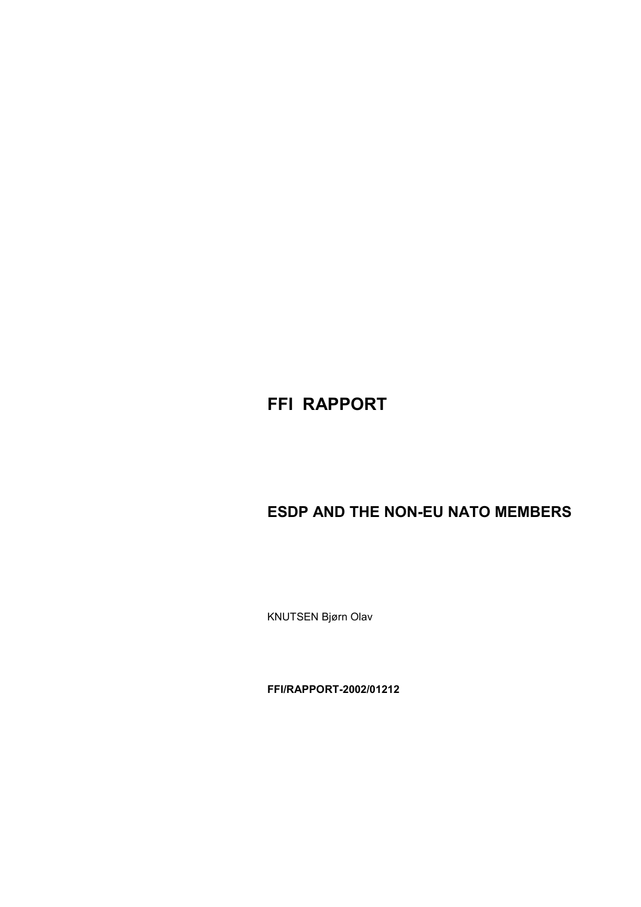# FFI RAPPORT

## ESDP AND THE NON-EU NATO MEMBERS

KNUTSEN Bjørn Olav

**FFI/RAPPORT-2002/01212**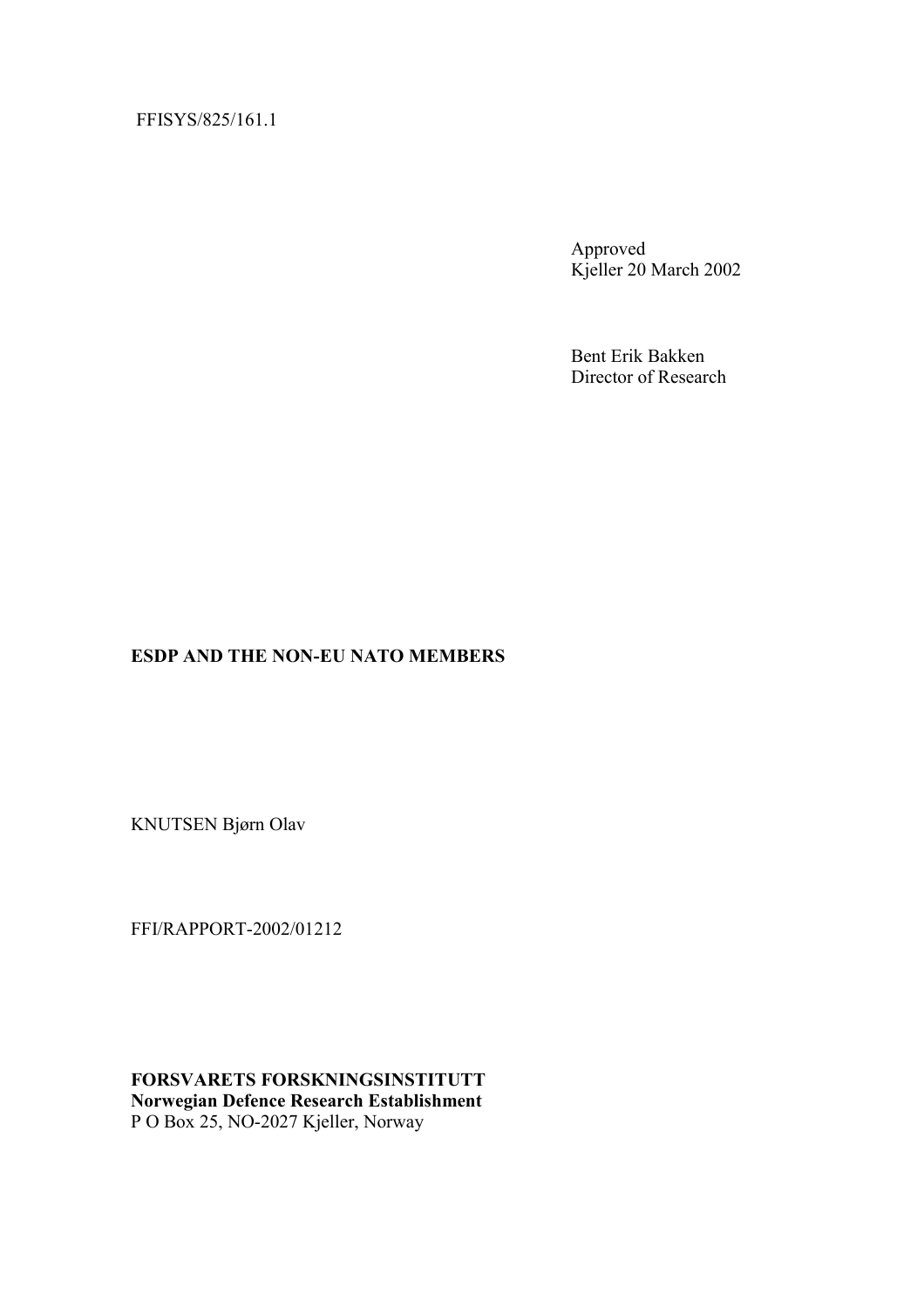FFISYS/825/161.1

Approved
Kjeller 20 March 2002

Bent Erik Bakken
Director of Research

**ESDP AND THE NON-EU NATO MEMBERS**

KNUTSEN Bjørn Olav

FFI/RAPPORT-2002/01212

**FORSVARETS FORSKNINGSINSTITUTT**
**Norwegian Defence Research Establishment**
P O Box 25, NO-2027 Kjeller, Norway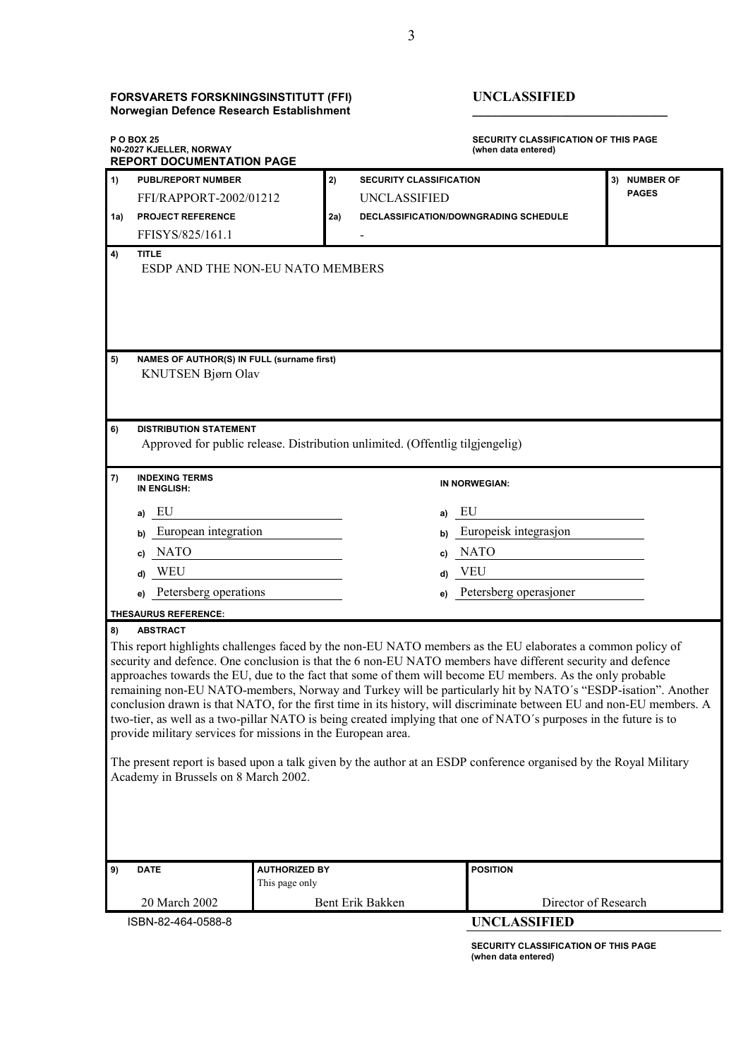**FORSVARETS FORSKNINGSINSTITUTT (FFI)**
**Norwegian Defence Research Establishment**

**UNCLASSIFIED**

**P O BOX 25**
**N0-2027 KJELLER, NORWAY**

**SECURITY CLASSIFICATION OF THIS PAGE**
**(when data entered)**

**REPORT DOCUMENTATION PAGE**

| | | | | |
|---|---|---|---|---|
| 1) | **PUBL/REPORT NUMBER**<br>FFI/RAPPORT-2002/01212 | 2) | **SECURITY CLASSIFICATION**<br>UNCLASSIFIED | 3) **NUMBER OF PAGES** |
| 1a) | **PROJECT REFERENCE**<br>FFISYS/825/161.1 | 2a) | **DECLASSIFICATION/DOWNGRADING SCHEDULE**<br>- | |

**4) TITLE**

ESDP AND THE NON-EU NATO MEMBERS

**5) NAMES OF AUTHOR(S) IN FULL (surname first)**

KNUTSEN Bjørn Olav

**6) DISTRIBUTION STATEMENT**

Approved for public release. Distribution unlimited. (Offentlig tilgjengelig)

**7) INDEXING TERMS**

| | IN ENGLISH: | | IN NORWEGIAN: |
|---|---|---|---|
| a) | EU | a) | EU |
| b) | European integration | b) | Europeisk integrasjon |
| c) | NATO | c) | NATO |
| d) | WEU | d) | VEU |
| e) | Petersberg operations | e) | Petersberg operasjoner |

**THESAURUS REFERENCE:**

**8) ABSTRACT**

This report highlights challenges faced by the non-EU NATO members as the EU elaborates a common policy of security and defence. One conclusion is that the 6 non-EU NATO members have different security and defence approaches towards the EU, due to the fact that some of them will become EU members. As the only probable remaining non-EU NATO-members, Norway and Turkey will be particularly hit by NATO´s "ESDP-isation". Another conclusion drawn is that NATO, for the first time in its history, will discriminate between EU and non-EU members. A two-tier, as well as a two-pillar NATO is being created implying that one of NATO´s purposes in the future is to provide military services for missions in the European area.

The present report is based upon a talk given by the author at an ESDP conference organised by the Royal Military Academy in Brussels on 8 March 2002.

| 9) DATE | AUTHORIZED BY<br>This page only | POSITION |
|---|---|---|
| 20 March 2002 | Bent Erik Bakken | Director of Research |

ISBN-82-464-0588-8

**UNCLASSIFIED**

**SECURITY CLASSIFICATION OF THIS PAGE**
**(when data entered)**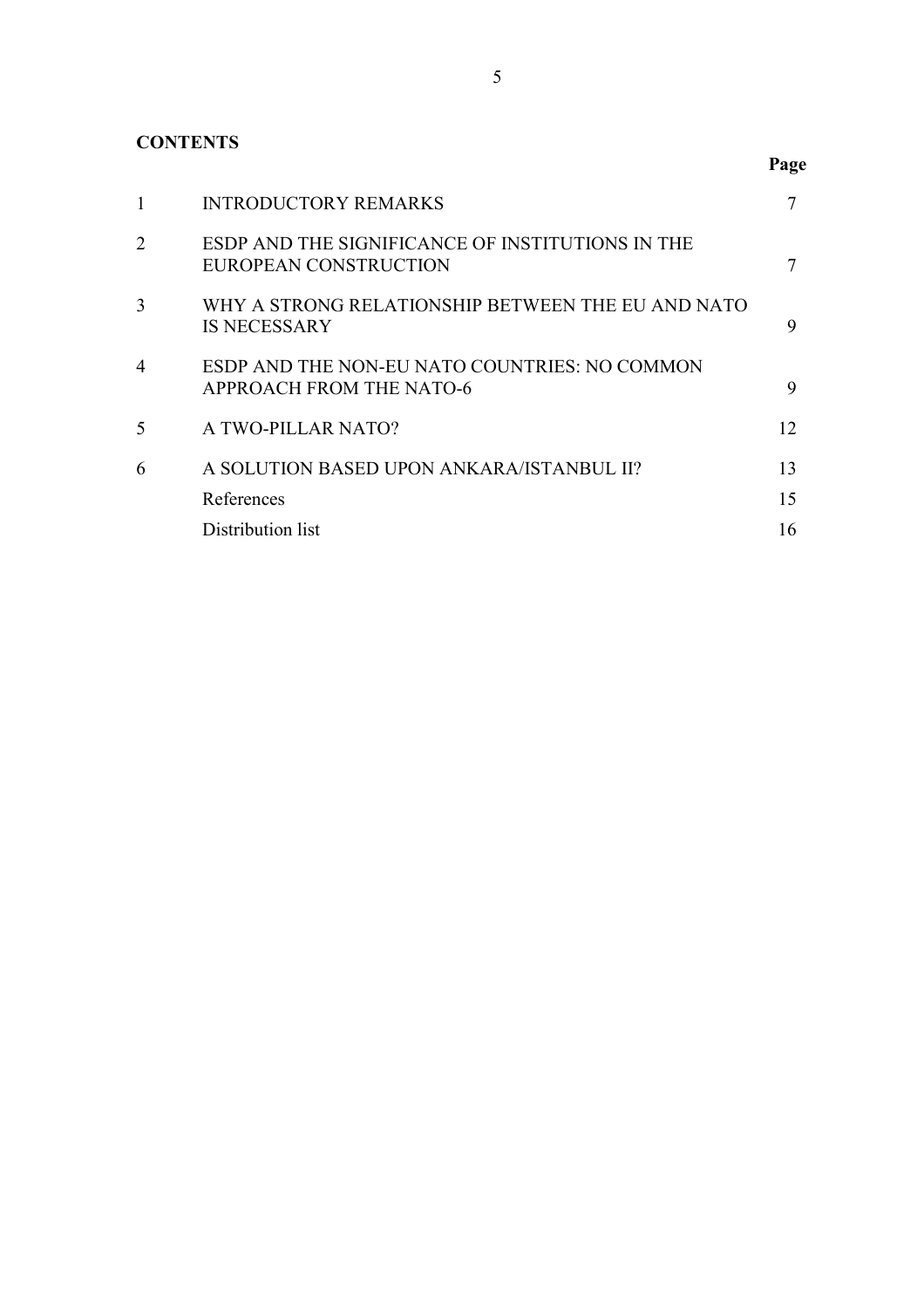**CONTENTS**

| | | Page |
|---|---|---|
| 1 | INTRODUCTORY REMARKS | 7 |
| 2 | ESDP AND THE SIGNIFICANCE OF INSTITUTIONS IN THE EUROPEAN CONSTRUCTION | 7 |
| 3 | WHY A STRONG RELATIONSHIP BETWEEN THE EU AND NATO IS NECESSARY | 9 |
| 4 | ESDP AND THE NON-EU NATO COUNTRIES: NO COMMON APPROACH FROM THE NATO-6 | 9 |
| 5 | A TWO-PILLAR NATO? | 12 |
| 6 | A SOLUTION BASED UPON ANKARA/ISTANBUL II? | 13 |
| | References | 15 |
| | Distribution list | 16 |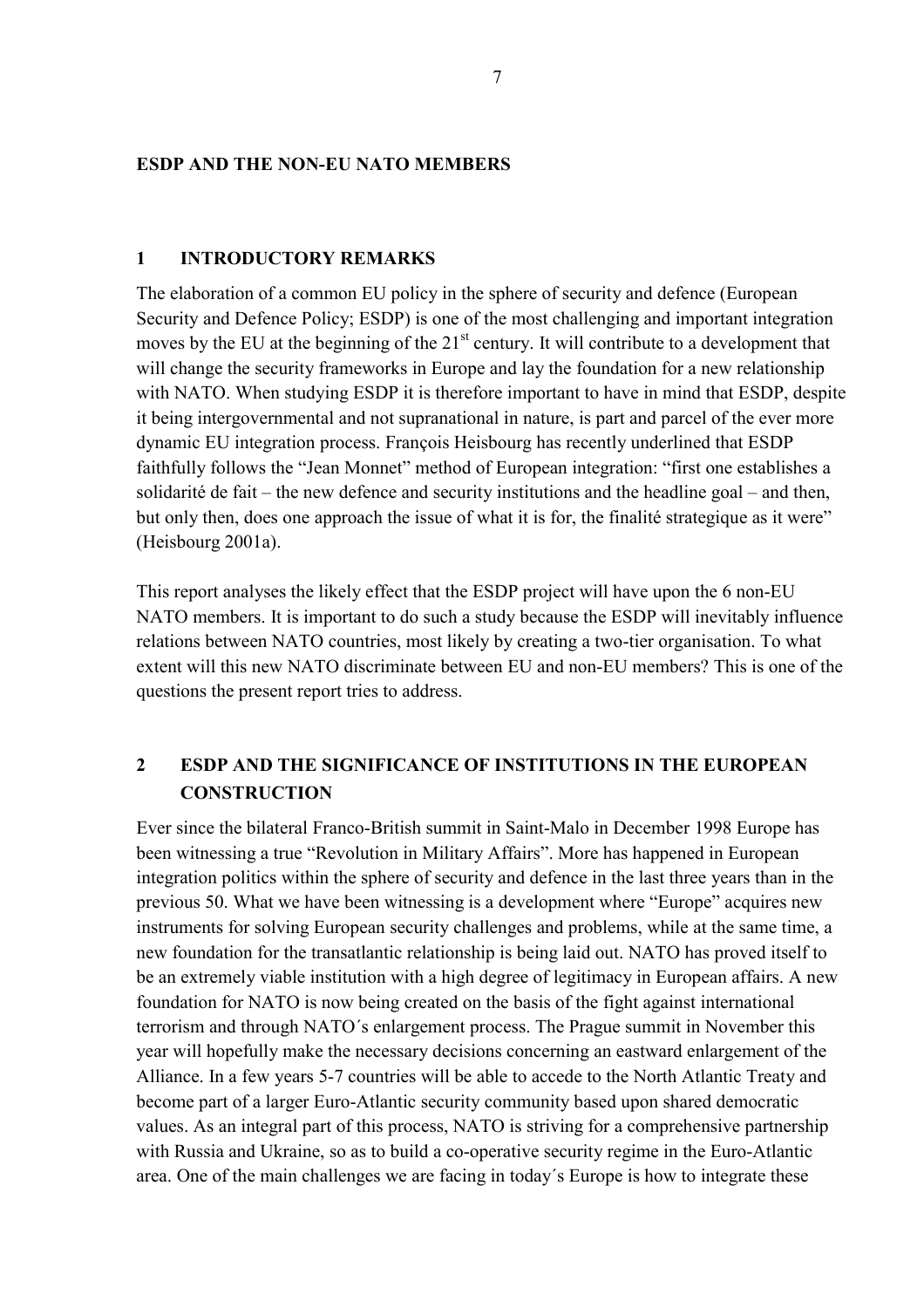## ESDP AND THE NON-EU NATO MEMBERS

### 1 INTRODUCTORY REMARKS

The elaboration of a common EU policy in the sphere of security and defence (European Security and Defence Policy; ESDP) is one of the most challenging and important integration moves by the EU at the beginning of the 21st century. It will contribute to a development that will change the security frameworks in Europe and lay the foundation for a new relationship with NATO. When studying ESDP it is therefore important to have in mind that ESDP, despite it being intergovernmental and not supranational in nature, is part and parcel of the ever more dynamic EU integration process. François Heisbourg has recently underlined that ESDP faithfully follows the "Jean Monnet" method of European integration: "first one establishes a solidarité de fait – the new defence and security institutions and the headline goal – and then, but only then, does one approach the issue of what it is for, the finalité strategique as it were" (Heisbourg 2001a).

This report analyses the likely effect that the ESDP project will have upon the 6 non-EU NATO members. It is important to do such a study because the ESDP will inevitably influence relations between NATO countries, most likely by creating a two-tier organisation. To what extent will this new NATO discriminate between EU and non-EU members? This is one of the questions the present report tries to address.

### 2 ESDP AND THE SIGNIFICANCE OF INSTITUTIONS IN THE EUROPEAN CONSTRUCTION

Ever since the bilateral Franco-British summit in Saint-Malo in December 1998 Europe has been witnessing a true "Revolution in Military Affairs". More has happened in European integration politics within the sphere of security and defence in the last three years than in the previous 50. What we have been witnessing is a development where "Europe" acquires new instruments for solving European security challenges and problems, while at the same time, a new foundation for the transatlantic relationship is being laid out. NATO has proved itself to be an extremely viable institution with a high degree of legitimacy in European affairs. A new foundation for NATO is now being created on the basis of the fight against international terrorism and through NATO´s enlargement process. The Prague summit in November this year will hopefully make the necessary decisions concerning an eastward enlargement of the Alliance. In a few years 5-7 countries will be able to accede to the North Atlantic Treaty and become part of a larger Euro-Atlantic security community based upon shared democratic values. As an integral part of this process, NATO is striving for a comprehensive partnership with Russia and Ukraine, so as to build a co-operative security regime in the Euro-Atlantic area. One of the main challenges we are facing in today´s Europe is how to integrate these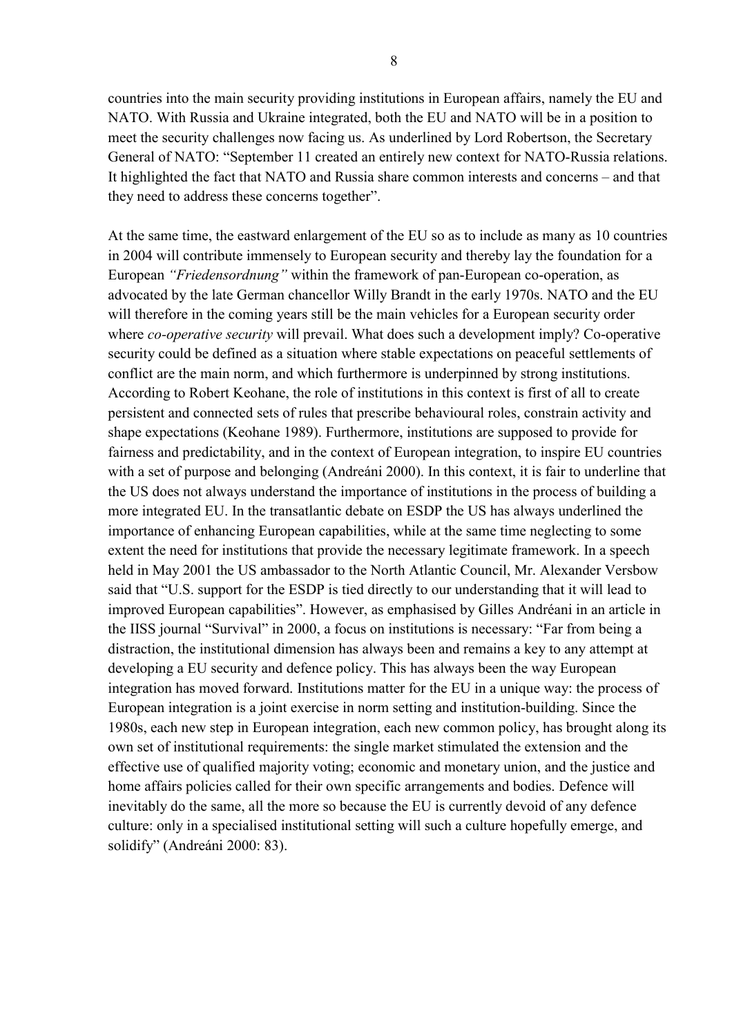countries into the main security providing institutions in European affairs, namely the EU and NATO. With Russia and Ukraine integrated, both the EU and NATO will be in a position to meet the security challenges now facing us. As underlined by Lord Robertson, the Secretary General of NATO: "September 11 created an entirely new context for NATO-Russia relations. It highlighted the fact that NATO and Russia share common interests and concerns – and that they need to address these concerns together".

At the same time, the eastward enlargement of the EU so as to include as many as 10 countries in 2004 will contribute immensely to European security and thereby lay the foundation for a European *"Friedensordnung"* within the framework of pan-European co-operation, as advocated by the late German chancellor Willy Brandt in the early 1970s. NATO and the EU will therefore in the coming years still be the main vehicles for a European security order where *co-operative security* will prevail. What does such a development imply? Co-operative security could be defined as a situation where stable expectations on peaceful settlements of conflict are the main norm, and which furthermore is underpinned by strong institutions. According to Robert Keohane, the role of institutions in this context is first of all to create persistent and connected sets of rules that prescribe behavioural roles, constrain activity and shape expectations (Keohane 1989). Furthermore, institutions are supposed to provide for fairness and predictability, and in the context of European integration, to inspire EU countries with a set of purpose and belonging (Andreáni 2000). In this context, it is fair to underline that the US does not always understand the importance of institutions in the process of building a more integrated EU. In the transatlantic debate on ESDP the US has always underlined the importance of enhancing European capabilities, while at the same time neglecting to some extent the need for institutions that provide the necessary legitimate framework. In a speech held in May 2001 the US ambassador to the North Atlantic Council, Mr. Alexander Versbow said that "U.S. support for the ESDP is tied directly to our understanding that it will lead to improved European capabilities". However, as emphasised by Gilles Andréani in an article in the IISS journal "Survival" in 2000, a focus on institutions is necessary: "Far from being a distraction, the institutional dimension has always been and remains a key to any attempt at developing a EU security and defence policy. This has always been the way European integration has moved forward. Institutions matter for the EU in a unique way: the process of European integration is a joint exercise in norm setting and institution-building. Since the 1980s, each new step in European integration, each new common policy, has brought along its own set of institutional requirements: the single market stimulated the extension and the effective use of qualified majority voting; economic and monetary union, and the justice and home affairs policies called for their own specific arrangements and bodies. Defence will inevitably do the same, all the more so because the EU is currently devoid of any defence culture: only in a specialised institutional setting will such a culture hopefully emerge, and solidify" (Andreáni 2000: 83).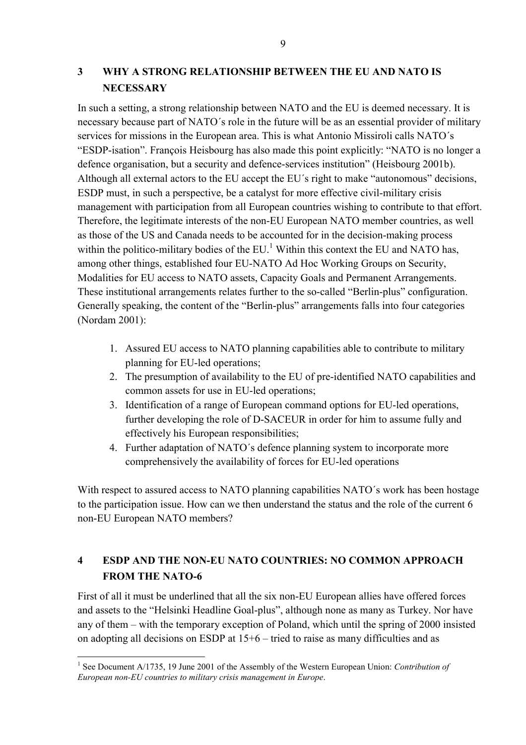## 3 WHY A STRONG RELATIONSHIP BETWEEN THE EU AND NATO IS NECESSARY

In such a setting, a strong relationship between NATO and the EU is deemed necessary. It is necessary because part of NATO´s role in the future will be as an essential provider of military services for missions in the European area. This is what Antonio Missiroli calls NATO´s "ESDP-isation". François Heisbourg has also made this point explicitly: "NATO is no longer a defence organisation, but a security and defence-services institution" (Heisbourg 2001b). Although all external actors to the EU accept the EU´s right to make "autonomous" decisions, ESDP must, in such a perspective, be a catalyst for more effective civil-military crisis management with participation from all European countries wishing to contribute to that effort. Therefore, the legitimate interests of the non-EU European NATO member countries, as well as those of the US and Canada needs to be accounted for in the decision-making process within the politico-military bodies of the EU.[1] Within this context the EU and NATO has, among other things, established four EU-NATO Ad Hoc Working Groups on Security, Modalities for EU access to NATO assets, Capacity Goals and Permanent Arrangements. These institutional arrangements relates further to the so-called "Berlin-plus" configuration. Generally speaking, the content of the "Berlin-plus" arrangements falls into four categories (Nordam 2001):

1. Assured EU access to NATO planning capabilities able to contribute to military planning for EU-led operations;
2. The presumption of availability to the EU of pre-identified NATO capabilities and common assets for use in EU-led operations;
3. Identification of a range of European command options for EU-led operations, further developing the role of D-SACEUR in order for him to assume fully and effectively his European responsibilities;
4. Further adaptation of NATO´s defence planning system to incorporate more comprehensively the availability of forces for EU-led operations

With respect to assured access to NATO planning capabilities NATO´s work has been hostage to the participation issue. How can we then understand the status and the role of the current 6 non-EU European NATO members?

## 4 ESDP AND THE NON-EU NATO COUNTRIES: NO COMMON APPROACH FROM THE NATO-6

First of all it must be underlined that all the six non-EU European allies have offered forces and assets to the "Helsinki Headline Goal-plus", although none as many as Turkey. Nor have any of them – with the temporary exception of Poland, which until the spring of 2000 insisted on adopting all decisions on ESDP at 15+6 – tried to raise as many difficulties and as

[1] See Document A/1735, 19 June 2001 of the Assembly of the Western European Union: *Contribution of European non-EU countries to military crisis management in Europe*.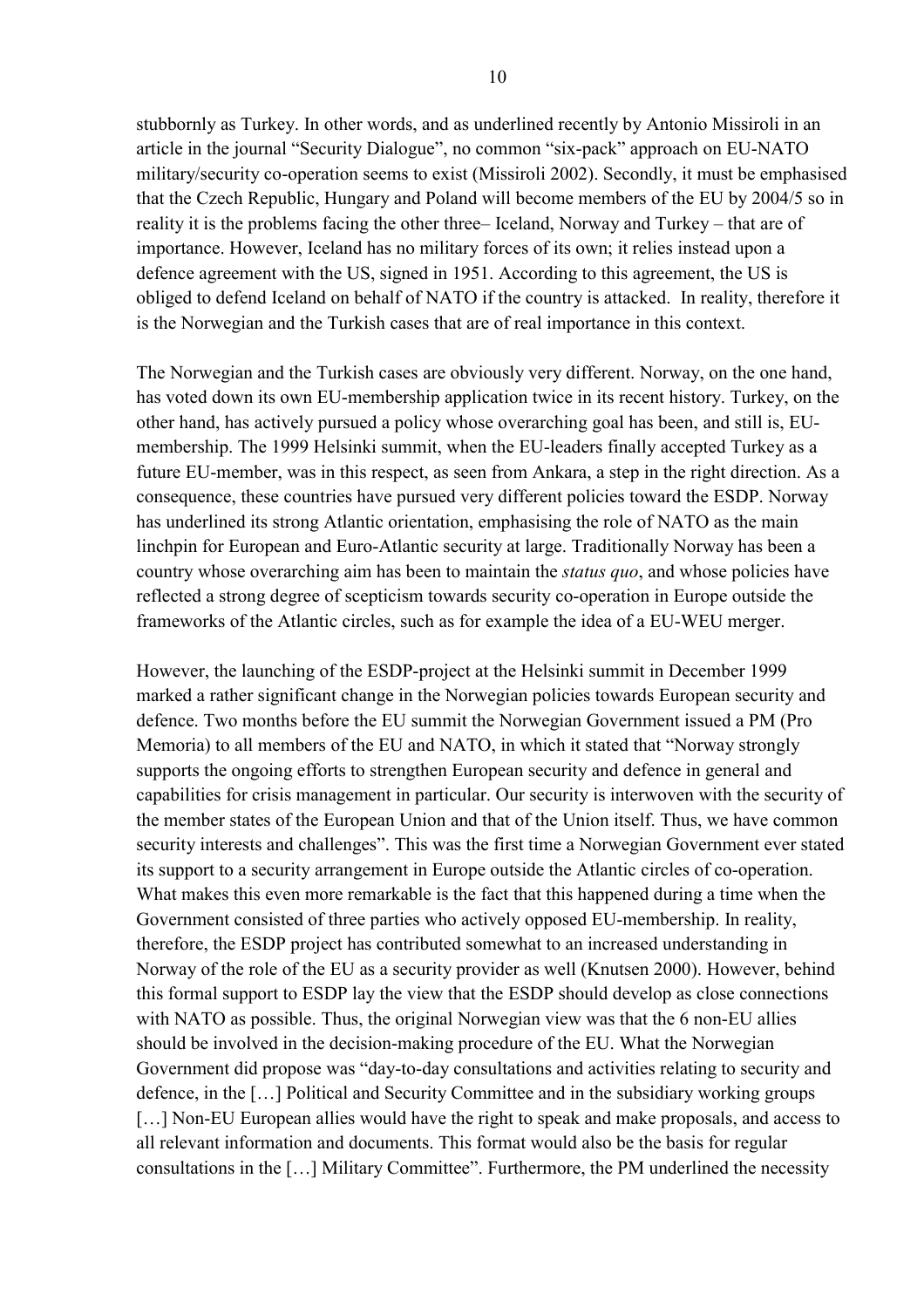stubbornly as Turkey. In other words, and as underlined recently by Antonio Missiroli in an article in the journal "Security Dialogue", no common "six-pack" approach on EU-NATO military/security co-operation seems to exist (Missiroli 2002). Secondly, it must be emphasised that the Czech Republic, Hungary and Poland will become members of the EU by 2004/5 so in reality it is the problems facing the other three– Iceland, Norway and Turkey – that are of importance. However, Iceland has no military forces of its own; it relies instead upon a defence agreement with the US, signed in 1951. According to this agreement, the US is obliged to defend Iceland on behalf of NATO if the country is attacked. In reality, therefore it is the Norwegian and the Turkish cases that are of real importance in this context.

The Norwegian and the Turkish cases are obviously very different. Norway, on the one hand, has voted down its own EU-membership application twice in its recent history. Turkey, on the other hand, has actively pursued a policy whose overarching goal has been, and still is, EU-membership. The 1999 Helsinki summit, when the EU-leaders finally accepted Turkey as a future EU-member, was in this respect, as seen from Ankara, a step in the right direction. As a consequence, these countries have pursued very different policies toward the ESDP. Norway has underlined its strong Atlantic orientation, emphasising the role of NATO as the main linchpin for European and Euro-Atlantic security at large. Traditionally Norway has been a country whose overarching aim has been to maintain the *status quo*, and whose policies have reflected a strong degree of scepticism towards security co-operation in Europe outside the frameworks of the Atlantic circles, such as for example the idea of a EU-WEU merger.

However, the launching of the ESDP-project at the Helsinki summit in December 1999 marked a rather significant change in the Norwegian policies towards European security and defence. Two months before the EU summit the Norwegian Government issued a PM (Pro Memoria) to all members of the EU and NATO, in which it stated that "Norway strongly supports the ongoing efforts to strengthen European security and defence in general and capabilities for crisis management in particular. Our security is interwoven with the security of the member states of the European Union and that of the Union itself. Thus, we have common security interests and challenges". This was the first time a Norwegian Government ever stated its support to a security arrangement in Europe outside the Atlantic circles of co-operation. What makes this even more remarkable is the fact that this happened during a time when the Government consisted of three parties who actively opposed EU-membership. In reality, therefore, the ESDP project has contributed somewhat to an increased understanding in Norway of the role of the EU as a security provider as well (Knutsen 2000). However, behind this formal support to ESDP lay the view that the ESDP should develop as close connections with NATO as possible. Thus, the original Norwegian view was that the 6 non-EU allies should be involved in the decision-making procedure of the EU. What the Norwegian Government did propose was "day-to-day consultations and activities relating to security and defence, in the […] Political and Security Committee and in the subsidiary working groups […] Non-EU European allies would have the right to speak and make proposals, and access to all relevant information and documents. This format would also be the basis for regular consultations in the […] Military Committee". Furthermore, the PM underlined the necessity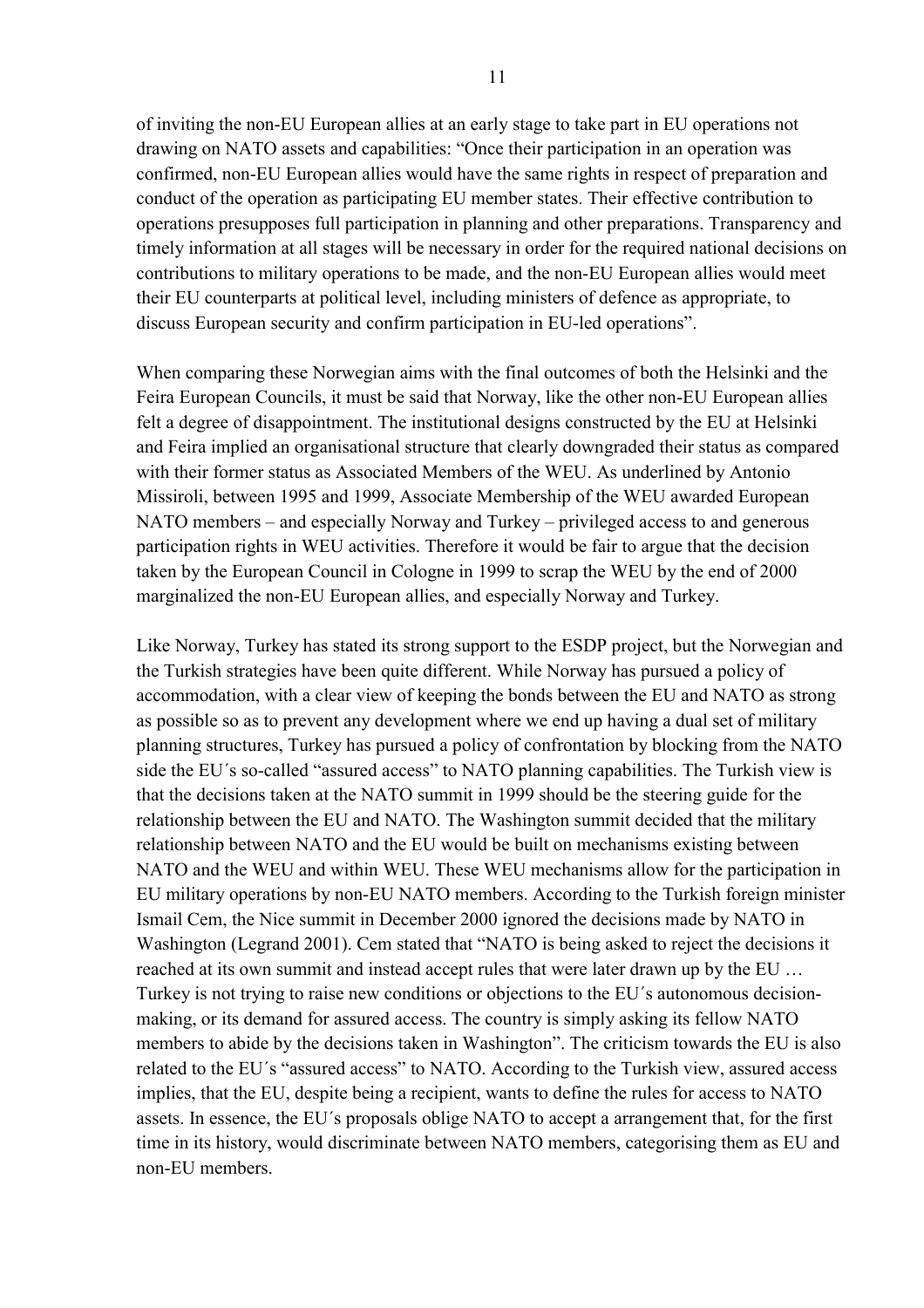of inviting the non-EU European allies at an early stage to take part in EU operations not drawing on NATO assets and capabilities: "Once their participation in an operation was confirmed, non-EU European allies would have the same rights in respect of preparation and conduct of the operation as participating EU member states. Their effective contribution to operations presupposes full participation in planning and other preparations. Transparency and timely information at all stages will be necessary in order for the required national decisions on contributions to military operations to be made, and the non-EU European allies would meet their EU counterparts at political level, including ministers of defence as appropriate, to discuss European security and confirm participation in EU-led operations".

When comparing these Norwegian aims with the final outcomes of both the Helsinki and the Feira European Councils, it must be said that Norway, like the other non-EU European allies felt a degree of disappointment. The institutional designs constructed by the EU at Helsinki and Feira implied an organisational structure that clearly downgraded their status as compared with their former status as Associated Members of the WEU. As underlined by Antonio Missiroli, between 1995 and 1999, Associate Membership of the WEU awarded European NATO members – and especially Norway and Turkey – privileged access to and generous participation rights in WEU activities. Therefore it would be fair to argue that the decision taken by the European Council in Cologne in 1999 to scrap the WEU by the end of 2000 marginalized the non-EU European allies, and especially Norway and Turkey.

Like Norway, Turkey has stated its strong support to the ESDP project, but the Norwegian and the Turkish strategies have been quite different. While Norway has pursued a policy of accommodation, with a clear view of keeping the bonds between the EU and NATO as strong as possible so as to prevent any development where we end up having a dual set of military planning structures, Turkey has pursued a policy of confrontation by blocking from the NATO side the EU´s so-called "assured access" to NATO planning capabilities. The Turkish view is that the decisions taken at the NATO summit in 1999 should be the steering guide for the relationship between the EU and NATO. The Washington summit decided that the military relationship between NATO and the EU would be built on mechanisms existing between NATO and the WEU and within WEU. These WEU mechanisms allow for the participation in EU military operations by non-EU NATO members. According to the Turkish foreign minister Ismail Cem, the Nice summit in December 2000 ignored the decisions made by NATO in Washington (Legrand 2001). Cem stated that "NATO is being asked to reject the decisions it reached at its own summit and instead accept rules that were later drawn up by the EU … Turkey is not trying to raise new conditions or objections to the EU´s autonomous decision-making, or its demand for assured access. The country is simply asking its fellow NATO members to abide by the decisions taken in Washington". The criticism towards the EU is also related to the EU´s "assured access" to NATO. According to the Turkish view, assured access implies, that the EU, despite being a recipient, wants to define the rules for access to NATO assets. In essence, the EU´s proposals oblige NATO to accept a arrangement that, for the first time in its history, would discriminate between NATO members, categorising them as EU and non-EU members.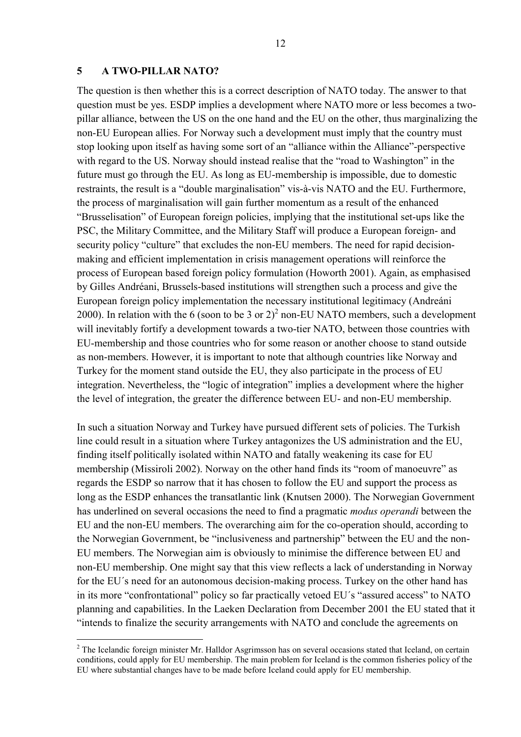## 5 A TWO-PILLAR NATO?

The question is then whether this is a correct description of NATO today. The answer to that question must be yes. ESDP implies a development where NATO more or less becomes a two-pillar alliance, between the US on the one hand and the EU on the other, thus marginalizing the non-EU European allies. For Norway such a development must imply that the country must stop looking upon itself as having some sort of an "alliance within the Alliance"-perspective with regard to the US. Norway should instead realise that the "road to Washington" in the future must go through the EU. As long as EU-membership is impossible, due to domestic restraints, the result is a "double marginalisation" vis-à-vis NATO and the EU. Furthermore, the process of marginalisation will gain further momentum as a result of the enhanced "Brusselisation" of European foreign policies, implying that the institutional set-ups like the PSC, the Military Committee, and the Military Staff will produce a European foreign- and security policy "culture" that excludes the non-EU members. The need for rapid decision-making and efficient implementation in crisis management operations will reinforce the process of European based foreign policy formulation (Howorth 2001). Again, as emphasised by Gilles Andréani, Brussels-based institutions will strengthen such a process and give the European foreign policy implementation the necessary institutional legitimacy (Andreáni 2000). In relation with the 6 (soon to be 3 or 2)[2] non-EU NATO members, such a development will inevitably fortify a development towards a two-tier NATO, between those countries with EU-membership and those countries who for some reason or another choose to stand outside as non-members. However, it is important to note that although countries like Norway and Turkey for the moment stand outside the EU, they also participate in the process of EU integration. Nevertheless, the "logic of integration" implies a development where the higher the level of integration, the greater the difference between EU- and non-EU membership.

In such a situation Norway and Turkey have pursued different sets of policies. The Turkish line could result in a situation where Turkey antagonizes the US administration and the EU, finding itself politically isolated within NATO and fatally weakening its case for EU membership (Missiroli 2002). Norway on the other hand finds its "room of manoeuvre" as regards the ESDP so narrow that it has chosen to follow the EU and support the process as long as the ESDP enhances the transatlantic link (Knutsen 2000). The Norwegian Government has underlined on several occasions the need to find a pragmatic *modus operandi* between the EU and the non-EU members. The overarching aim for the co-operation should, according to the Norwegian Government, be "inclusiveness and partnership" between the EU and the non-EU members. The Norwegian aim is obviously to minimise the difference between EU and non-EU membership. One might say that this view reflects a lack of understanding in Norway for the EU´s need for an autonomous decision-making process. Turkey on the other hand has in its more "confrontational" policy so far practically vetoed EU´s "assured access" to NATO planning and capabilities. In the Laeken Declaration from December 2001 the EU stated that it "intends to finalize the security arrangements with NATO and conclude the agreements on

[2] The Icelandic foreign minister Mr. Halldor Asgrimsson has on several occasions stated that Iceland, on certain conditions, could apply for EU membership. The main problem for Iceland is the common fisheries policy of the EU where substantial changes have to be made before Iceland could apply for EU membership.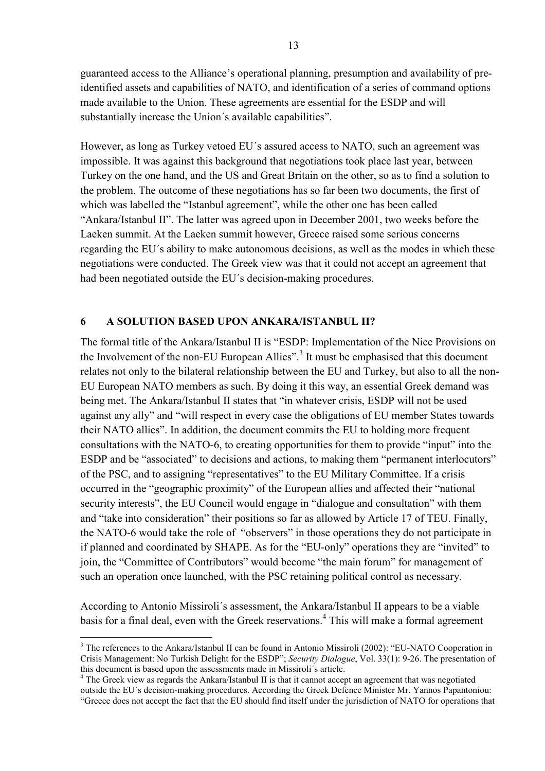guaranteed access to the Alliance's operational planning, presumption and availability of pre-identified assets and capabilities of NATO, and identification of a series of command options made available to the Union. These agreements are essential for the ESDP and will substantially increase the Union´s available capabilities".

However, as long as Turkey vetoed EU´s assured access to NATO, such an agreement was impossible. It was against this background that negotiations took place last year, between Turkey on the one hand, and the US and Great Britain on the other, so as to find a solution to the problem. The outcome of these negotiations has so far been two documents, the first of which was labelled the "Istanbul agreement", while the other one has been called "Ankara/Istanbul II". The latter was agreed upon in December 2001, two weeks before the Laeken summit. At the Laeken summit however, Greece raised some serious concerns regarding the EU´s ability to make autonomous decisions, as well as the modes in which these negotiations were conducted. The Greek view was that it could not accept an agreement that had been negotiated outside the EU´s decision-making procedures.

## 6 A SOLUTION BASED UPON ANKARA/ISTANBUL II?

The formal title of the Ankara/Istanbul II is "ESDP: Implementation of the Nice Provisions on the Involvement of the non-EU European Allies".[3] It must be emphasised that this document relates not only to the bilateral relationship between the EU and Turkey, but also to all the non-EU European NATO members as such. By doing it this way, an essential Greek demand was being met. The Ankara/Istanbul II states that "in whatever crisis, ESDP will not be used against any ally" and "will respect in every case the obligations of EU member States towards their NATO allies". In addition, the document commits the EU to holding more frequent consultations with the NATO-6, to creating opportunities for them to provide "input" into the ESDP and be "associated" to decisions and actions, to making them "permanent interlocutors" of the PSC, and to assigning "representatives" to the EU Military Committee. If a crisis occurred in the "geographic proximity" of the European allies and affected their "national security interests", the EU Council would engage in "dialogue and consultation" with them and "take into consideration" their positions so far as allowed by Article 17 of TEU. Finally, the NATO-6 would take the role of "observers" in those operations they do not participate in if planned and coordinated by SHAPE. As for the "EU-only" operations they are "invited" to join, the "Committee of Contributors" would become "the main forum" for management of such an operation once launched, with the PSC retaining political control as necessary.

According to Antonio Missiroli´s assessment, the Ankara/Istanbul II appears to be a viable basis for a final deal, even with the Greek reservations.[4] This will make a formal agreement

---

[3] The references to the Ankara/Istanbul II can be found in Antonio Missiroli (2002): "EU-NATO Cooperation in Crisis Management: No Turkish Delight for the ESDP"; *Security Dialogue*, Vol. 33(1): 9-26. The presentation of this document is based upon the assessments made in Missiroli´s article.

[4] The Greek view as regards the Ankara/Istanbul II is that it cannot accept an agreement that was negotiated outside the EU´s decision-making procedures. According the Greek Defence Minister Mr. Yannos Papantoniou: "Greece does not accept the fact that the EU should find itself under the jurisdiction of NATO for operations that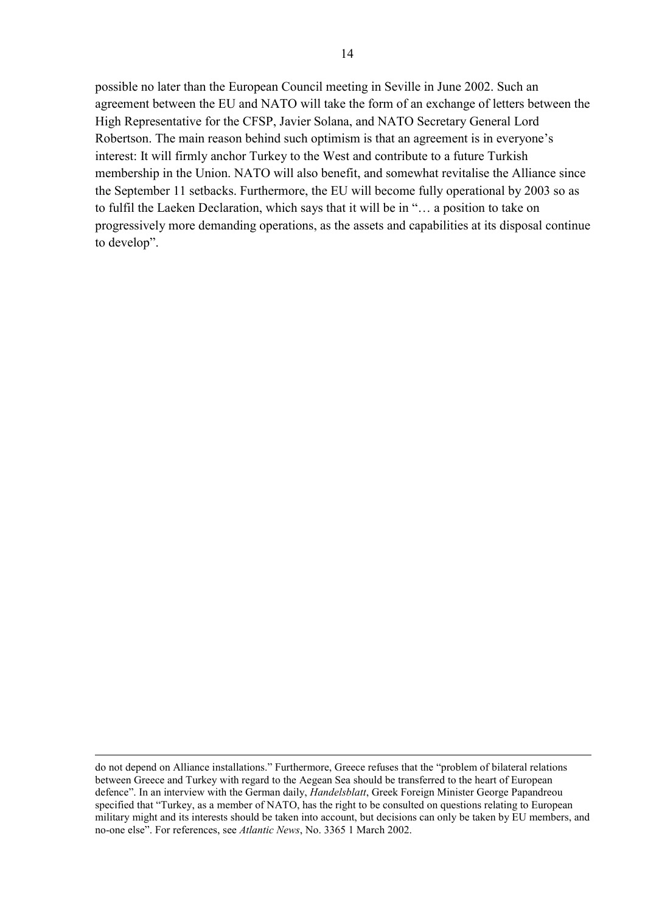possible no later than the European Council meeting in Seville in June 2002. Such an agreement between the EU and NATO will take the form of an exchange of letters between the High Representative for the CFSP, Javier Solana, and NATO Secretary General Lord Robertson. The main reason behind such optimism is that an agreement is in everyone's interest: It will firmly anchor Turkey to the West and contribute to a future Turkish membership in the Union. NATO will also benefit, and somewhat revitalise the Alliance since the September 11 setbacks. Furthermore, the EU will become fully operational by 2003 so as to fulfil the Laeken Declaration, which says that it will be in "… a position to take on progressively more demanding operations, as the assets and capabilities at its disposal continue to develop".

---

do not depend on Alliance installations." Furthermore, Greece refuses that the "problem of bilateral relations between Greece and Turkey with regard to the Aegean Sea should be transferred to the heart of European defence". In an interview with the German daily, *Handelsblatt*, Greek Foreign Minister George Papandreou specified that "Turkey, as a member of NATO, has the right to be consulted on questions relating to European military might and its interests should be taken into account, but decisions can only be taken by EU members, and no-one else". For references, see *Atlantic News*, No. 3365 1 March 2002.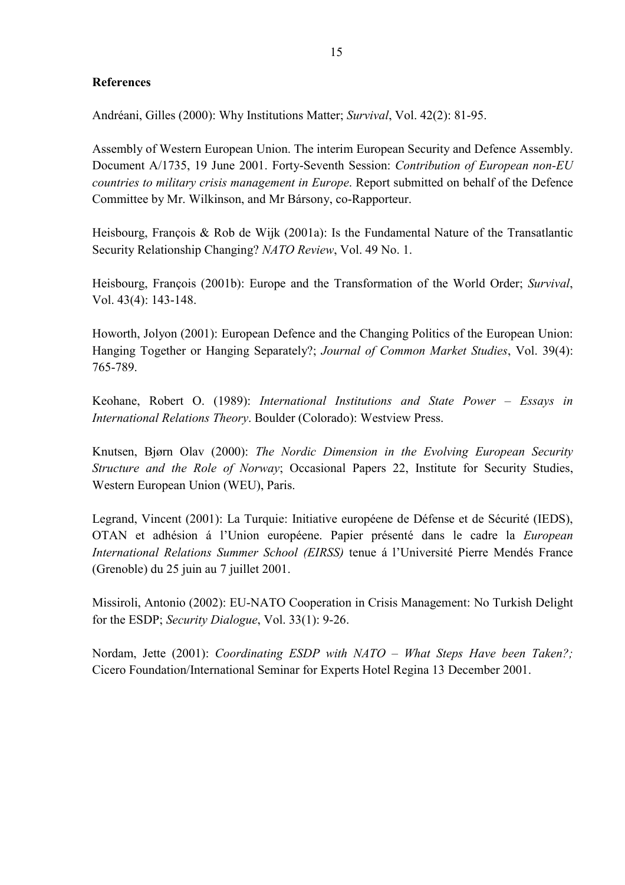**References**

Andréani, Gilles (2000): Why Institutions Matter; *Survival*, Vol. 42(2): 81-95.

Assembly of Western European Union. The interim European Security and Defence Assembly. Document A/1735, 19 June 2001. Forty-Seventh Session: *Contribution of European non-EU countries to military crisis management in Europe*. Report submitted on behalf of the Defence Committee by Mr. Wilkinson, and Mr Bársony, co-Rapporteur.

Heisbourg, François & Rob de Wijk (2001a): Is the Fundamental Nature of the Transatlantic Security Relationship Changing? *NATO Review*, Vol. 49 No. 1.

Heisbourg, François (2001b): Europe and the Transformation of the World Order; *Survival*, Vol. 43(4): 143-148.

Howorth, Jolyon (2001): European Defence and the Changing Politics of the European Union: Hanging Together or Hanging Separately?; *Journal of Common Market Studies*, Vol. 39(4): 765-789.

Keohane, Robert O. (1989): *International Institutions and State Power – Essays in International Relations Theory*. Boulder (Colorado): Westview Press.

Knutsen, Bjørn Olav (2000): *The Nordic Dimension in the Evolving European Security Structure and the Role of Norway*; Occasional Papers 22, Institute for Security Studies, Western European Union (WEU), Paris.

Legrand, Vincent (2001): La Turquie: Initiative européene de Défense et de Sécurité (IEDS), OTAN et adhésion á l'Union européene. Papier présenté dans le cadre la *European International Relations Summer School (EIRSS)* tenue á l'Université Pierre Mendés France (Grenoble) du 25 juin au 7 juillet 2001.

Missiroli, Antonio (2002): EU-NATO Cooperation in Crisis Management: No Turkish Delight for the ESDP; *Security Dialogue*, Vol. 33(1): 9-26.

Nordam, Jette (2001): *Coordinating ESDP with NATO – What Steps Have been Taken?;* Cicero Foundation/International Seminar for Experts Hotel Regina 13 December 2001.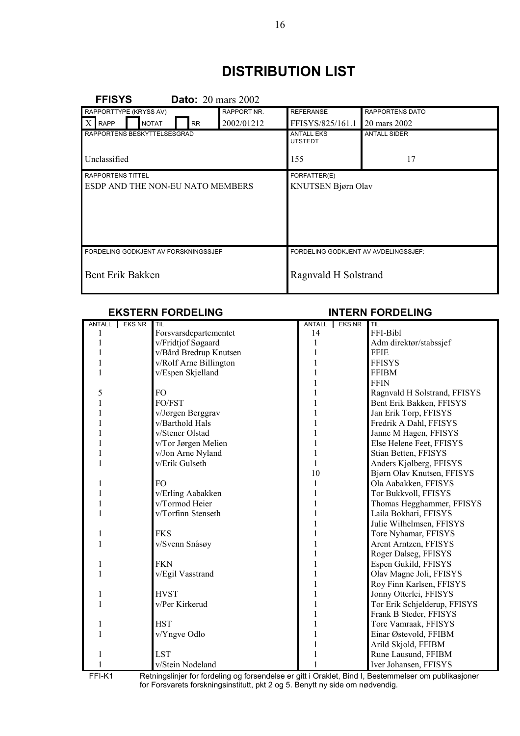# DISTRIBUTION LIST

**FFISYS** **Dato:** 20 mars 2002

| RAPPORTTYPE (KRYSS AV) | RAPPORT NR. | REFERANSE | RAPPORTENS DATO |
|---|---|---|---|
| X RAPP ☐ NOTAT ☐ RR | 2002/01212 | FFISYS/825/161.1 | 20 mars 2002 |
| RAPPORTENS BESKYTTELSESGRAD | | ANTALL EKS UTSTEDT | ANTALL SIDER |
| Unclassified | | 155 | 17 |
| RAPPORTENS TITTEL | | FORFATTER(E) | |
| ESDP AND THE NON-EU NATO MEMBERS | | KNUTSEN Bjørn Olav | |
| FORDELING GODKJENT AV FORSKNINGSSJEF | | FORDELING GODKJENT AV AVDELINGSSJEF: | |
| Bent Erik Bakken | | Ragnvald H Solstrand | |

## EKSTERN FORDELING

| ANTALL | EKS NR | TIL |
|---|---|---|
| 1 | | Forsvarsdepartementet |
| 1 | | v/Fridtjof Søgaard |
| 1 | | v/Bård Bredrup Knutsen |
| 1 | | v/Rolf Arne Billington |
| 1 | | v/Espen Skjelland |
| | | |
| 5 | | FO |
| 1 | | FO/FST |
| 1 | | v/Jørgen Berggrav |
| 1 | | v/Barthold Hals |
| 1 | | v/Stener Olstad |
| 1 | | v/Tor Jørgen Melien |
| 1 | | v/Jon Arne Nyland |
| 1 | | v/Erik Gulseth |
| | | |
| 1 | | FO |
| 1 | | v/Erling Aabakken |
| 1 | | v/Tormod Heier |
| 1 | | v/Torfinn Stenseth |
| | | |
| 1 | | FKS |
| 1 | | v/Svenn Snåsøy |
| | | |
| 1 | | FKN |
| 1 | | v/Egil Vasstrand |
| | | |
| 1 | | HVST |
| 1 | | v/Per Kirkerud |
| | | |
| 1 | | HST |
| 1 | | v/Yngve Odlo |
| | | |
| 1 | | LST |
| 1 | | v/Stein Nodeland |

## INTERN FORDELING

| ANTALL | EKS NR | TIL |
|---|---|---|
| 14 | | FFI-Bibl |
| 1 | | Adm direktør/stabssjef |
| 1 | | FFIE |
| 1 | | FFISYS |
| 1 | | FFIBM |
| 1 | | FFIN |
| 1 | | Ragnvald H Solstrand, FFISYS |
| 1 | | Bent Erik Bakken, FFISYS |
| 1 | | Jan Erik Torp, FFISYS |
| 1 | | Fredrik A Dahl, FFISYS |
| 1 | | Janne M Hagen, FFISYS |
| 1 | | Else Helene Feet, FFISYS |
| 1 | | Stian Betten, FFISYS |
| 1 | | Anders Kjølberg, FFISYS |
| 10 | | Bjørn Olav Knutsen, FFISYS |
| 1 | | Ola Aabakken, FFISYS |
| 1 | | Tor Bukkvoll, FFISYS |
| 1 | | Thomas Hegghammer, FFISYS |
| 1 | | Laila Bokhari, FFISYS |
| 1 | | Julie Wilhelmsen, FFISYS |
| 1 | | Tore Nyhamar, FFISYS |
| 1 | | Arent Arntzen, FFISYS |
| 1 | | Roger Dalseg, FFISYS |
| 1 | | Espen Gukild, FFISYS |
| 1 | | Olav Magne Joli, FFISYS |
| 1 | | Roy Finn Karlsen, FFISYS |
| 1 | | Jonny Otterlei, FFISYS |
| 1 | | Tor Erik Schjelderup, FFISYS |
| 1 | | Frank B Steder, FFISYS |
| 1 | | Tore Vamraak, FFISYS |
| 1 | | Einar Østevold, FFIBM |
| 1 | | Arild Skjold, FFIBM |
| 1 | | Rune Lausund, FFIBM |
| 1 | | Iver Johansen, FFISYS |

FFI-K1 Retningslinjer for fordeling og forsendelse er gitt i Oraklet, Bind I, Bestemmelser om publikasjoner for Forsvarets forskningsinstitutt, pkt 2 og 5. Benytt ny side om nødvendig.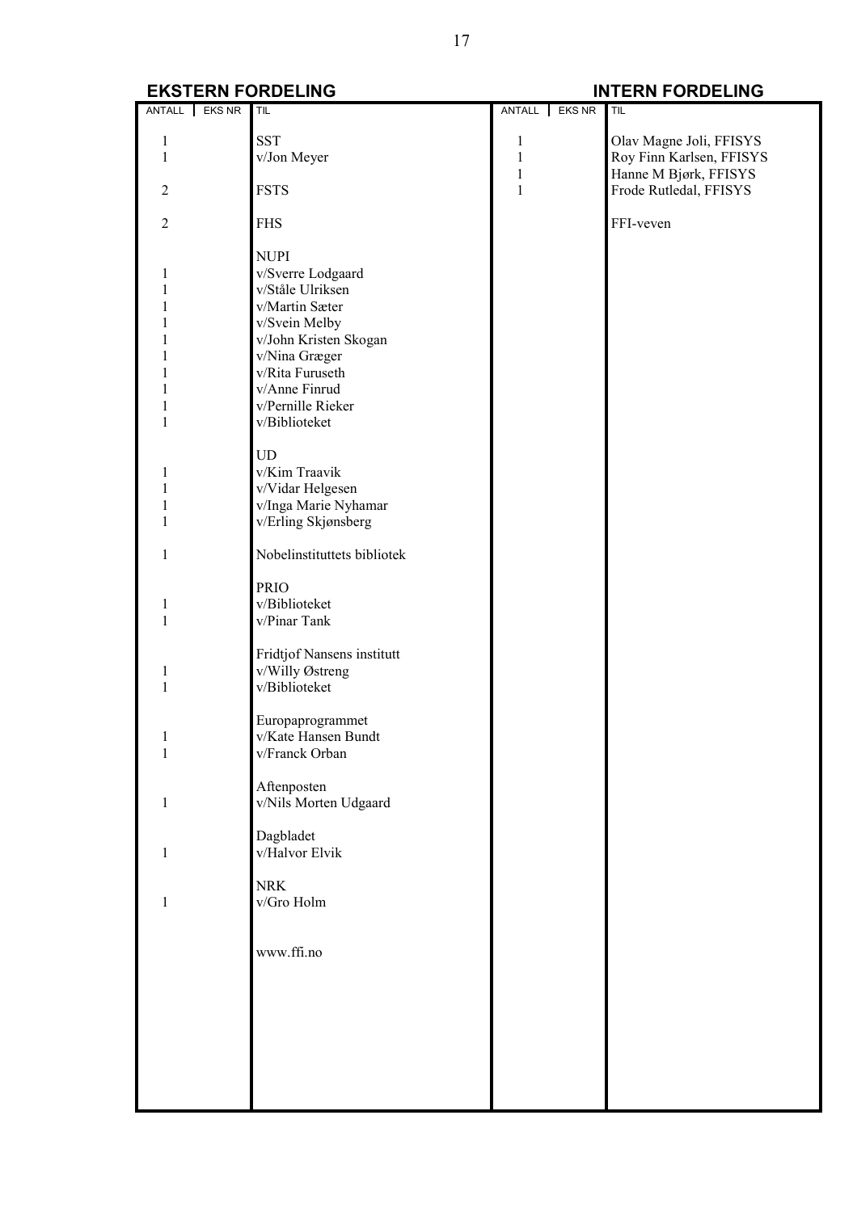## EKSTERN FORDELING

| ANTALL | EKS NR | TIL |
|---|---|---|
| 1 | | SST |
| 1 | | v/Jon Meyer |
| 2 | | FSTS |
| 2 | | FHS |
| | | NUPI |
| 1 | | v/Sverre Lodgaard |
| 1 | | v/Ståle Ulriksen |
| 1 | | v/Martin Sæter |
| 1 | | v/Svein Melby |
| 1 | | v/John Kristen Skogan |
| 1 | | v/Nina Græger |
| 1 | | v/Rita Furuseth |
| 1 | | v/Anne Finrud |
| 1 | | v/Pernille Rieker |
| 1 | | v/Biblioteket |
| | | UD |
| 1 | | v/Kim Traavik |
| 1 | | v/Vidar Helgesen |
| 1 | | v/Inga Marie Nyhamar |
| 1 | | v/Erling Skjønsberg |
| 1 | | Nobelinstituttets bibliotek |
| | | PRIO |
| 1 | | v/Biblioteket |
| 1 | | v/Pinar Tank |
| | | Fridtjof Nansens institutt |
| 1 | | v/Willy Østreng |
| 1 | | v/Biblioteket |
| | | Europaprogrammet |
| 1 | | v/Kate Hansen Bundt |
| 1 | | v/Franck Orban |
| | | Aftenposten |
| 1 | | v/Nils Morten Udgaard |
| | | Dagbladet |
| 1 | | v/Halvor Elvik |
| | | NRK |
| 1 | | v/Gro Holm |
| | | www.ffi.no |

## INTERN FORDELING

| ANTALL | EKS NR | TIL |
|---|---|---|
| 1 | | Olav Magne Joli, FFISYS |
| 1 | | Roy Finn Karlsen, FFISYS |
| 1 | | Hanne M Bjørk, FFISYS |
| 1 | | Frode Rutledal, FFISYS |
| | | FFI-veven |